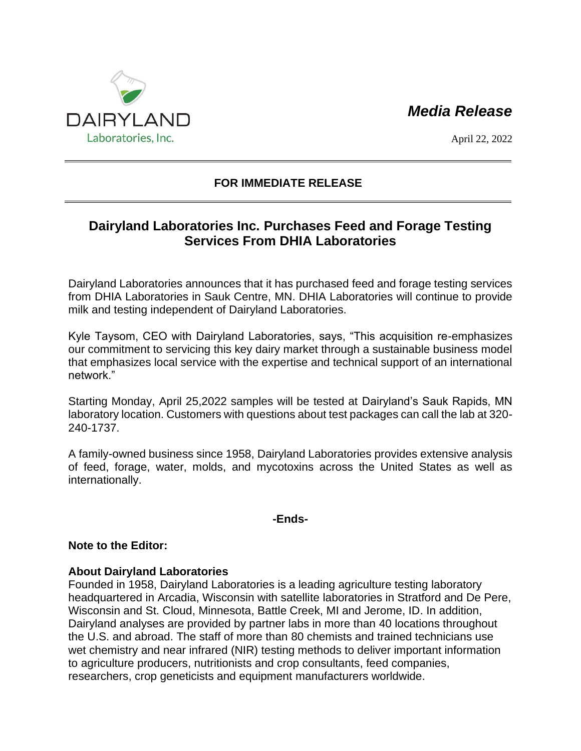DAIRYLAND

Laboratories, Inc.

*Media Release*

April 22, 2022

---

**FOR IMMEDIATE RELEASE**

---

## Dairyland Laboratories Inc. Purchases Feed and Forage Testing Services From DHIA Laboratories

Dairyland Laboratories announces that it has purchased feed and forage testing services from DHIA Laboratories in Sauk Centre, MN. DHIA Laboratories will continue to provide milk and testing independent of Dairyland Laboratories.

Kyle Taysom, CEO with Dairyland Laboratories, says, “This acquisition re-emphasizes our commitment to servicing this key dairy market through a sustainable business model that emphasizes local service with the expertise and technical support of an international network.”

Starting Monday, April 25,2022 samples will be tested at Dairyland’s Sauk Rapids, MN laboratory location. Customers with questions about test packages can call the lab at 320-240-1737.

A family-owned business since 1958, Dairyland Laboratories provides extensive analysis of feed, forage, water, molds, and mycotoxins across the United States as well as internationally.

**-Ends-**

**Note to the Editor:**

**About Dairyland Laboratories**
Founded in 1958, Dairyland Laboratories is a leading agriculture testing laboratory headquartered in Arcadia, Wisconsin with satellite laboratories in Stratford and De Pere, Wisconsin and St. Cloud, Minnesota, Battle Creek, MI and Jerome, ID. In addition, Dairyland analyses are provided by partner labs in more than 40 locations throughout the U.S. and abroad. The staff of more than 80 chemists and trained technicians use wet chemistry and near infrared (NIR) testing methods to deliver important information to agriculture producers, nutritionists and crop consultants, feed companies, researchers, crop geneticists and equipment manufacturers worldwide.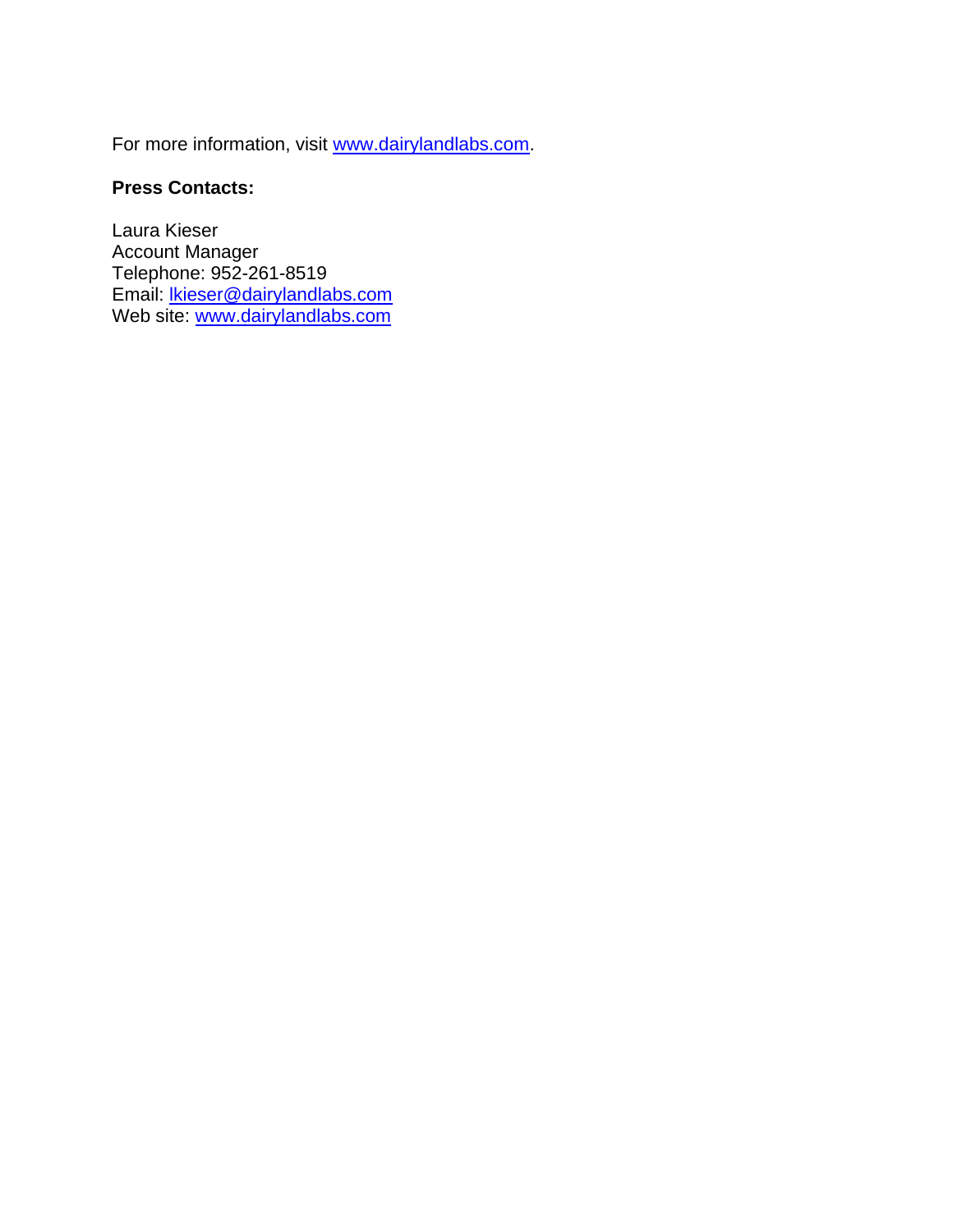For more information, visit www.dairylandlabs.com.

**Press Contacts:**

Laura Kieser
Account Manager
Telephone: 952-261-8519
Email: lkieser@dairylandlabs.com
Web site: www.dairylandlabs.com